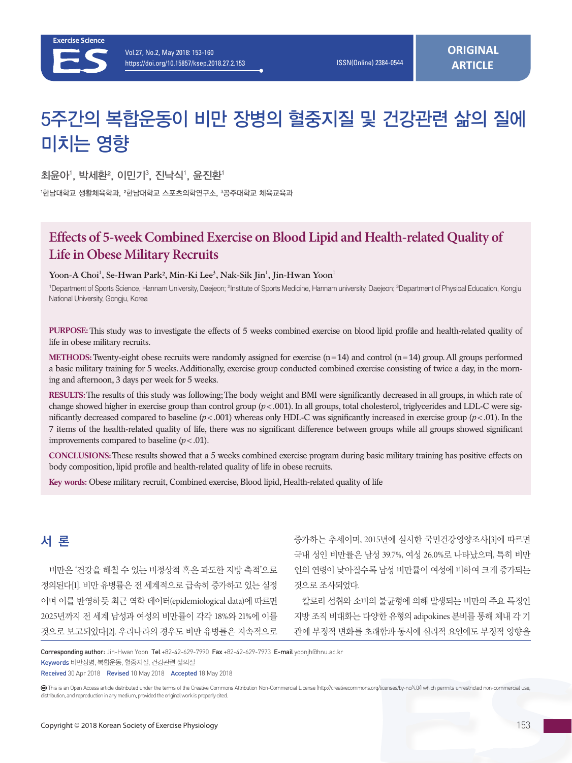# 5주간의 복합운동이 비만 장병의 혈중지질 및 건강관련 삶의 질에 미치는 영향

최윤아[1], 박세환[2], 이민기[3], 진낙식[1], 윤진환[1]

[1]한남대학교 생활체육학과, [2]한남대학교 스포츠의학연구소, [3]공주대학교 체육교육과

## Effects of 5-week Combined Exercise on Blood Lipid and Health-related Quality of Life in Obese Military Recruits

Yoon-A Choi[1], Se-Hwan Park[2], Min-Ki Lee[3], Nak-Sik Jin[1], Jin-Hwan Yoon[1]

[1]Department of Sports Science, Hannam University, Daejeon; [2]Institute of Sports Medicine, Hannam university, Daejeon; [3]Department of Physical Education, Kongju National University, Gongju, Korea

**PURPOSE:** This study was to investigate the effects of 5 weeks combined exercise on blood lipid profile and health-related quality of life in obese military recruits.

**METHODS:** Twenty-eight obese recruits were randomly assigned for exercise (n=14) and control (n=14) group. All groups performed a basic military training for 5 weeks. Additionally, exercise group conducted combined exercise consisting of twice a day, in the morning and afternoon, 3 days per week for 5 weeks.

**RESULTS:** The results of this study was following; The body weight and BMI were significantly decreased in all groups, in which rate of change showed higher in exercise group than control group ($p<.001$). In all groups, total cholesterol, triglycerides and LDL-C were significantly decreased compared to baseline ($p<.001$) whereas only HDL-C was significantly increased in exercise group ($p<.01$). In the 7 items of the health-related quality of life, there was no significant difference between groups while all groups showed significant improvements compared to baseline ($p<.01$).

**CONCLUSIONS:** These results showed that a 5 weeks combined exercise program during basic military training has positive effects on body composition, lipid profile and health-related quality of life in obese recruits.

**Key words:** Obese military recruit, Combined exercise, Blood lipid, Health-related quality of life

## 서 론

비만은 '건강을 해칠 수 있는 비정상적 혹은 과도한 지방 축적'으로 정의된다[1]. 비만 유병률은 전 세계적으로 급속히 증가하고 있는 실정이며 이를 반영하듯 최근 역학 데이터(epidemiological data)에 따르면 2025년까지 전 세계 남성과 여성의 비만율이 각각 18%와 21%에 이를 것으로 보고되었다[2]. 우리나라의 경우도 비만 유병률은 지속적으로 증가하는 추세이며, 2015년에 실시한 국민건강영양조사[3]에 따르면 국내 성인 비만율은 남성 39.7%, 여성 26.0%로 나타났으며, 특히 비만인의 연령이 낮아질수록 남성 비만율이 여성에 비하여 크게 증가되는 것으로 조사되었다.

칼로리 섭취와 소비의 불균형에 의해 발생되는 비만의 주요 특징인 지방 조직 비대화는 다양한 유형의 adipokines 분비를 통해 체내 각 기관에 부정적 변화를 초래함과 동시에 심리적 요인에도 부정적 영향을

Corresponding author: Jin-Hwan Yoon Tel +82-42-629-7990 Fax +82-42-629-7973 E-mail yoonjh@hnu.ac.kr

Keywords 비만장병, 복합운동, 혈중지질, 건강관련 삶의질

Received 30 Apr 2018 Revised 10 May 2018 Accepted 18 May 2018

This is an Open Access article distributed under the terms of the Creative Commons Attribution Non-Commercial License (http://creativecommons.org/licenses/by-nc/4.0/) which permits unrestricted non-commercial use, distribution, and reproduction in any medium, provided the original work is properly cited.

Copyright © 2018 Korean Society of Exercise Physiology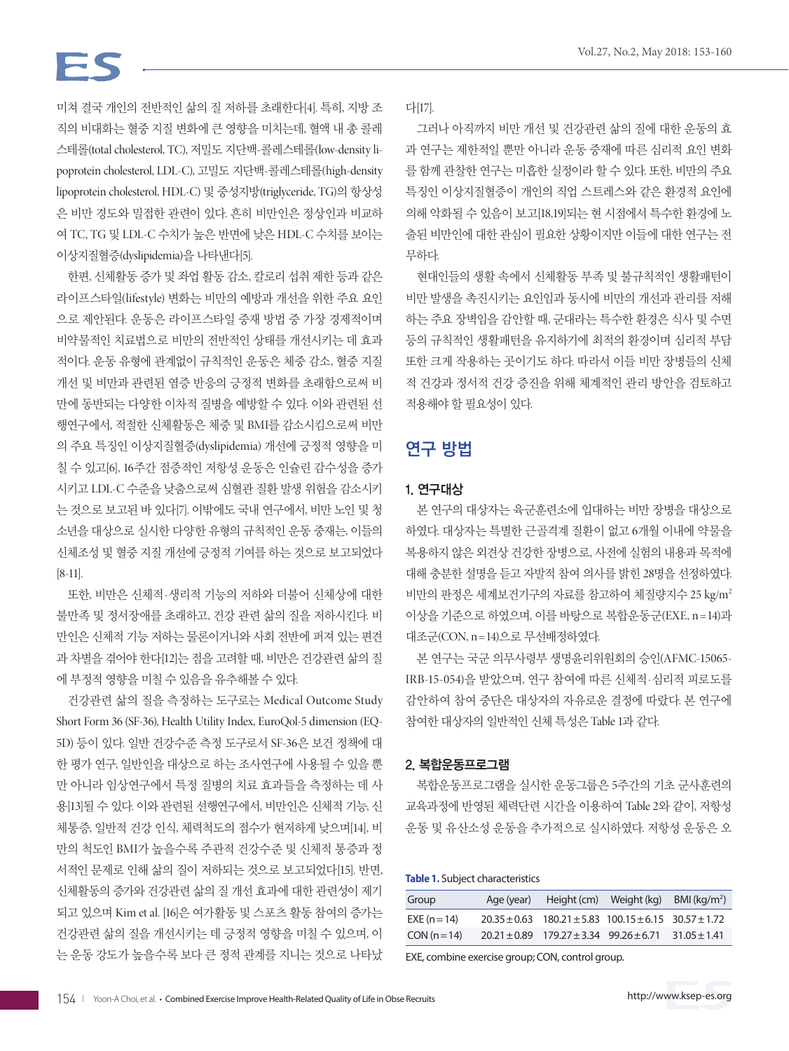미쳐 결국 개인의 전반적인 삶의 질 저하를 초래한다[4]. 특히, 지방 조직의 비대화는 혈중 지질 변화에 큰 영향을 미치는데, 혈액 내 총 콜레스테롤(total cholesterol, TC), 저밀도 지단백-콜레스테롤(low-density lipoprotein cholesterol, LDL-C), 고밀도 지단백-콜레스테롤(high-density lipoprotein cholesterol, HDL-C) 및 중성지방(triglyceride, TG)의 항상성은 비만 경도와 밀접한 관련이 있다. 흔히 비만인은 정상인과 비교하여 TC, TG 및 LDL-C 수치가 높은 반면에 낮은 HDL-C 수치를 보이는 이상지질혈증(dyslipidemia)을 나타낸다[5].

한편, 신체활동 증가 및 좌업 활동 감소, 칼로리 섭취 제한 등과 같은 라이프스타일(lifestyle) 변화는 비만의 예방과 개선을 위한 주요 요인으로 제안된다. 운동은 라이프스타일 중재 방법 중 가장 경제적이며 비약물적인 치료법으로 비만의 전반적인 상태를 개선시키는 데 효과적이다. 운동 유형에 관계없이 규칙적인 운동은 체중 감소, 혈중 지질 개선 및 비만과 관련된 염증 반응의 긍정적 변화를 초래함으로써 비만에 동반되는 다양한 이차적 질병을 예방할 수 있다. 이와 관련된 선행연구에서, 적절한 신체활동은 체중 및 BMI를 감소시킴으로써 비만의 주요 특징인 이상지질혈증(dyslipidemia) 개선에 긍정적 영향을 미칠 수 있고[6], 16주간 점증적인 저항성 운동은 인슐린 감수성을 증가시키고 LDL-C 수준을 낮춤으로써 심혈관 질환 발생 위험을 감소시키는 것으로 보고된 바 있다[7]. 이밖에도 국내 연구에서, 비만 노인 및 청소년을 대상으로 실시한 다양한 유형의 규칙적인 운동 중재는, 이들의 신체조성 및 혈중 지질 개선에 긍정적 기여를 하는 것으로 보고되었다[8-11].

또한, 비만은 신체적·생리적 기능의 저하와 더불어 신체상에 대한 불만족 및 정서장애를 초래하고, 건강 관련 삶의 질을 저하시킨다. 비만인은 신체적 기능 저하는 물론이거니와 사회 전반에 퍼져 있는 편견과 차별을 겪어야 한다[12]는 점을 고려할 때, 비만은 건강관련 삶의 질에 부정적 영향을 미칠 수 있음을 유추해볼 수 있다.

건강관련 삶의 질을 측정하는 도구로는 Medical Outcome Study Short Form 36 (SF-36), Health Utility Index, EuroQol-5 dimension (EQ-5D) 등이 있다. 일반 건강수준 측정 도구로서 SF-36은 보건 정책에 대한 평가 연구, 일반인을 대상으로 하는 조사연구에 사용될 수 있을 뿐만 아니라 임상연구에서 특정 질병의 치료 효과들을 측정하는 데 사용[13]될 수 있다. 이와 관련된 선행연구에서, 비만인은 신체적 기능, 신체통증, 일반적 건강 인식, 체력척도의 점수가 현저하게 낮으며[14], 비만의 척도인 BMI가 높을수록 주관적 건강수준 및 신체적 통증과 정서적인 문제로 인해 삶의 질이 저하되는 것으로 보고되었다[15]. 반면, 신체활동의 증가와 건강관련 삶의 질 개선 효과에 대한 관련성이 제기되고 있으며 Kim et al. [16]은 여가활동 및 스포츠 활동 참여의 증가는 건강관련 삶의 질을 개선시키는 데 긍정적 영향을 미칠 수 있으며, 이는 운동 강도가 높을수록 보다 큰 정적 관계를 지니는 것으로 나타났다[17].

그러나 아직까지 비만 개선 및 건강관련 삶의 질에 대한 운동의 효과 연구는 제한적일 뿐만 아니라 운동 중재에 따른 심리적 요인 변화를 함께 관찰한 연구는 미흡한 실정이라 할 수 있다. 또한, 비만의 주요 특징인 이상지질혈증이 개인의 직업 스트레스와 같은 환경적 요인에 의해 악화될 수 있음이 보고[18,19]되는 현 시점에서 특수한 환경에 노출된 비만인에 대한 관심이 필요한 상황이지만 이들에 대한 연구는 전무하다.

현대인들의 생활 속에서 신체활동 부족 및 불규칙적인 생활패턴이 비만 발생을 촉진시키는 요인임과 동시에 비만의 개선과 관리를 저해하는 주요 장벽임을 감안할 때, 군대라는 특수한 환경은 식사 및 수면 등의 규칙적인 생활패턴을 유지하기에 최적의 환경이며 심리적 부담 또한 크게 작용하는 곳이기도 하다. 따라서 이들 비만 장병들의 신체적 건강과 정서적 건강 증진을 위해 체계적인 관리 방안을 검토하고 적용해야 할 필요성이 있다.

## 연구 방법

### 1. 연구대상

본 연구의 대상자는 육군훈련소에 입대하는 비만 장병을 대상으로 하였다. 대상자는 특별한 근골격계 질환이 없고 6개월 이내에 약물을 복용하지 않은 외견상 건강한 장병으로, 사전에 실험의 내용과 목적에 대해 충분한 설명을 듣고 자발적 참여 의사를 밝힌 28명을 선정하였다. 비만의 판정은 세계보건기구의 자료를 참고하여 체질량지수 25 kg/m$^2$ 이상을 기준으로 하였으며, 이를 바탕으로 복합운동군(EXE, n=14)과 대조군(CON, n=14)으로 무선배정하였다.

본 연구는 국군 의무사령부 생명윤리위원회의 승인(AFMC-15065-IRB-15-054)을 받았으며, 연구 참여에 따른 신체적·심리적 피로도를 감안하여 참여 중단은 대상자의 자유로운 결정에 따랐다. 본 연구에 참여한 대상자의 일반적인 신체 특성은 Table 1과 같다.

**Table 1.** Subject characteristics

| Group | Age (year) | Height (cm) | Weight (kg) | BMI (kg/m$^2$) |
|---|---|---|---|---|
| EXE (n=14) | 20.35±0.63 | 180.21±5.83 | 100.15±6.15 | 30.57±1.72 |
| CON (n=14) | 20.21±0.89 | 179.27±3.34 | 99.26±6.71 | 31.05±1.41 |

EXE, combine exercise group; CON, control group.

### 2. 복합운동프로그램

복합운동프로그램을 실시한 운동그룹은 5주간의 기초 군사훈련의 교육과정에 반영된 체력단련 시간을 이용하여 Table 2와 같이, 저항성 운동 및 유산소성 운동을 추가적으로 실시하였다. 저항성 운동은 오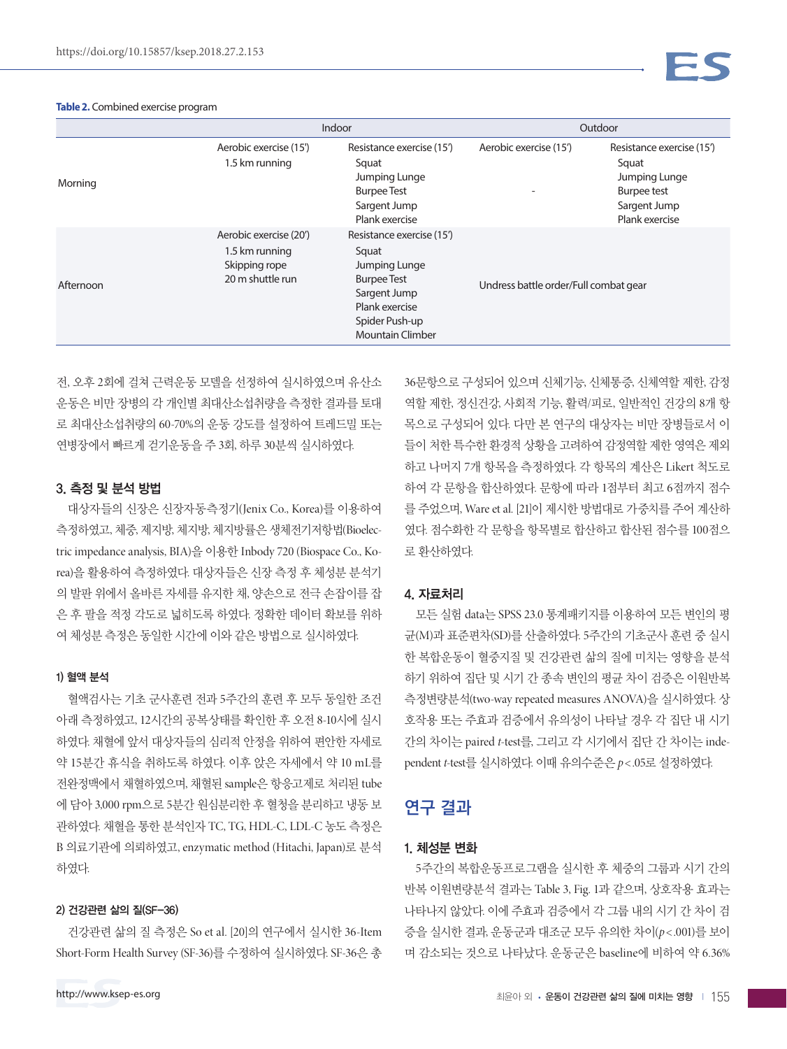**Table 2.** Combined exercise program

| | Indoor | | Outdoor | |
|---|---|---|---|---|
| Morning | Aerobic exercise (15')<br>1.5 km running | Resistance exercise (15')<br>Squat<br>Jumping Lunge<br>Burpee Test<br>Sargent Jump<br>Plank exercise | Aerobic exercise (15')<br>- | Resistance exercise (15')<br>Squat<br>Jumping Lunge<br>Burpee test<br>Sargent Jump<br>Plank exercise |
| Afternoon | Aerobic exercise (20')<br>1.5 km running<br>Skipping rope<br>20 m shuttle run | Resistance exercise (15')<br>Squat<br>Jumping Lunge<br>Burpee Test<br>Sargent Jump<br>Plank exercise<br>Spider Push-up<br>Mountain Climber | Undress battle order/Full combat gear | |

전, 오후 2회에 걸쳐 근력운동 모델을 선정하여 실시하였으며 유산소 운동은 비만 장병의 각 개인별 최대산소섭취량을 측정한 결과를 토대로 최대산소섭취량의 60-70%의 운동 강도를 설정하여 트레드밀 또는 연병장에서 빠르게 걷기운동을 주 3회, 하루 30분씩 실시하였다.

### 3. 측정 및 분석 방법

대상자들의 신장은 신장자동측정기(Jenix Co., Korea)를 이용하여 측정하였고, 체중, 제지방, 체지방, 체지방률은 생체전기저항법(Bioelectric impedance analysis, BIA)을 이용한 Inbody 720 (Biospace Co., Korea)을 활용하여 측정하였다. 대상자들은 신장 측정 후 체성분 분석기의 발판 위에서 올바른 자세를 유지한 채, 양손으로 전극 손잡이를 잡은 후 팔을 적정 각도로 넓히도록 하였다. 정확한 데이터 확보를 위하여 체성분 측정은 동일한 시간에 이와 같은 방법으로 실시하였다.

#### 1) 혈액 분석

혈액검사는 기초 군사훈련 전과 5주간의 훈련 후 모두 동일한 조건 아래 측정하였고, 12시간의 공복상태를 확인한 후 오전 8-10시에 실시하였다. 채혈에 앞서 대상자들의 심리적 안정을 위하여 편안한 자세로 약 15분간 휴식을 취하도록 하였다. 이후 앉은 자세에서 약 10 mL를 전완정맥에서 채혈하였으며, 채혈된 sample은 항응고제로 처리된 tube에 담아 3,000 rpm으로 5분간 원심분리한 후 혈청을 분리하고 냉동 보관하였다. 채혈을 통한 분석인자 TC, TG, HDL-C, LDL-C 농도 측정은 B 의료기관에 의뢰하였고, enzymatic method (Hitachi, Japan)로 분석하였다.

#### 2) 건강관련 삶의 질(SF-36)

건강관련 삶의 질 측정은 So et al. [20]의 연구에서 실시한 36-Item Short-Form Health Survey (SF-36)를 수정하여 실시하였다. SF-36은 총 36문항으로 구성되어 있으며 신체기능, 신체통증, 신체역할 제한, 감정역할 제한, 정신건강, 사회적 기능, 활력/피로, 일반적인 건강의 8개 항목으로 구성되어 있다. 다만 본 연구의 대상자는 비만 장병들로서 이들이 처한 특수한 환경적 상황을 고려하여 감정역할 제한 영역은 제외하고 나머지 7개 항목을 측정하였다. 각 항목의 계산은 Likert 척도로 하여 각 문항을 합산하였다. 문항에 따라 1점부터 최고 6점까지 점수를 주었으며, Ware et al. [21]이 제시한 방법대로 가중치를 주어 계산하였다. 점수화한 각 문항을 항목별로 합산하고 합산된 점수를 100점으로 환산하였다.

### 4. 자료처리

모든 실험 data는 SPSS 23.0 통계패키지를 이용하여 모든 변인의 평균(M)과 표준편차(SD)를 산출하였다. 5주간의 기초군사 훈련 중 실시한 복합운동이 혈중지질 및 건강관련 삶의 질에 미치는 영향을 분석하기 위하여 집단 및 시기 간 종속 변인의 평균 차이 검증은 이원반복측정변량분석(two-way repeated measures ANOVA)을 실시하였다. 상호작용 또는 주효과 검증에서 유의성이 나타날 경우 각 집단 내 시기 간의 차이는 paired *t*-test를, 그리고 각 시기에서 집단 간 차이는 independent *t*-test를 실시하였다. 이때 유의수준은 $p < .05$로 설정하였다.

## 연구 결과

### 1. 체성분 변화

5주간의 복합운동프로그램을 실시한 후 체중의 그룹과 시기 간의 반복 이원변량분석 결과는 Table 3, Fig. 1과 같으며, 상호작용 효과는 나타나지 않았다. 이에 주효과 검증에서 각 그룹 내의 시기 간 차이 검증을 실시한 결과, 운동군과 대조군 모두 유의한 차이($p < .001$)를 보이며 감소되는 것으로 나타났다. 운동군은 baseline에 비하여 약 6.36%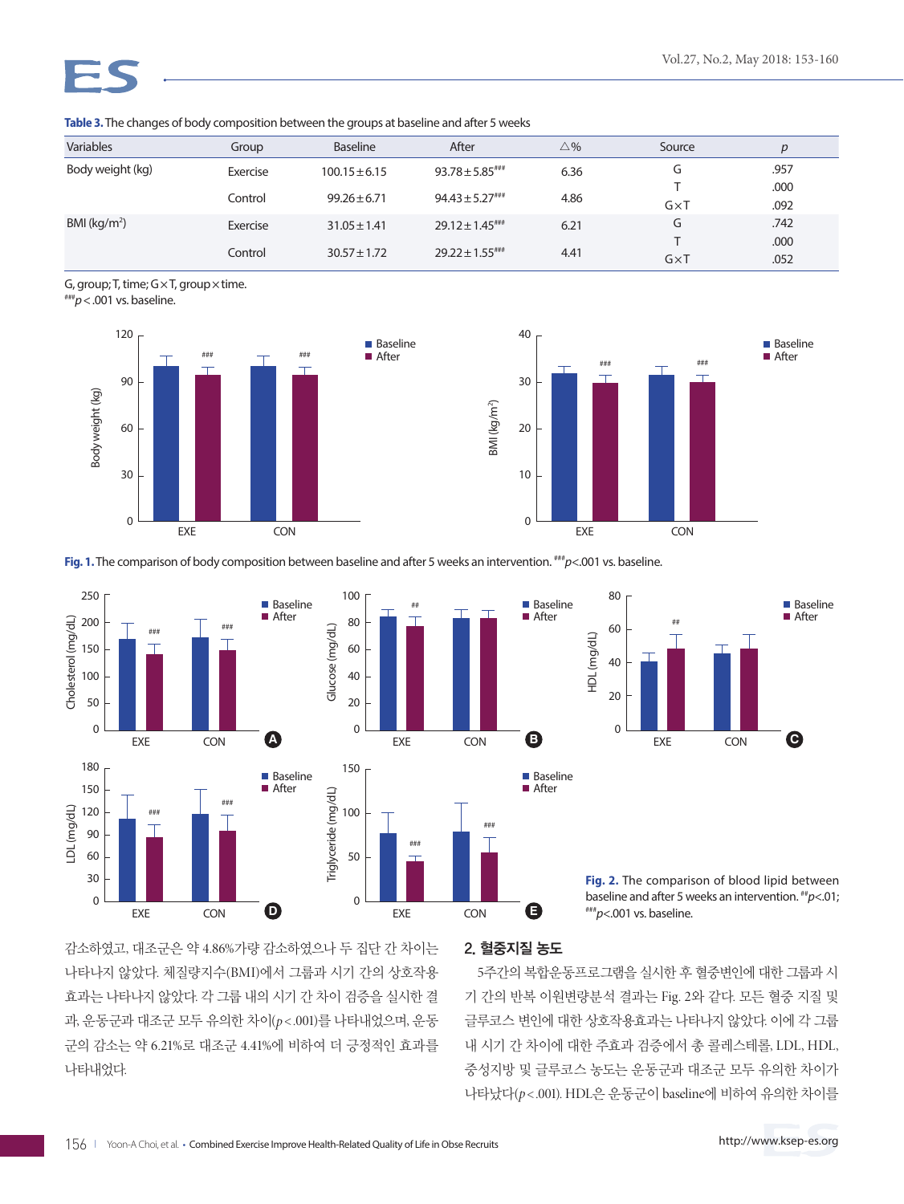**Table 3.** The changes of body composition between the groups at baseline and after 5 weeks

| Variables | Group | Baseline | After | △% | Source | p |
|---|---|---|---|---|---|---|
| Body weight (kg) | Exercise | 100.15±6.15 | 93.78±5.85### | 6.36 | G | .957 |
| | | | | | T | .000 |
| | Control | 99.26±6.71 | 94.43±5.27### | 4.86 | G×T | .092 |
| BMI (kg/m²) | Exercise | 31.05±1.41 | 29.12±1.45### | 6.21 | G | .742 |
| | | | | | T | .000 |
| | Control | 30.57±1.72 | 29.22±1.55### | 4.41 | G×T | .052 |

G, group; T, time; G×T, group×time.
### $p<.001$ vs. baseline.

**Fig. 1.** The comparison of body composition between baseline and after 5 weeks an intervention. ### $p<.001$ vs. baseline.

**Fig. 2.** The comparison of blood lipid between baseline and after 5 weeks an intervention. ## $p<.01$; ### $p<.001$ vs. baseline.

감소하였고, 대조군은 약 4.86%가량 감소하였으나 두 집단 간 차이는 나타나지 않았다. 체질량지수(BMI)에서 그룹과 시기 간의 상호작용효과는 나타나지 않았다. 각 그룹 내의 시기 간 차이 검증을 실시한 결과, 운동군과 대조군 모두 유의한 차이($p<.001$)를 나타내었으며, 운동군의 감소는 약 6.21%로 대조군 4.41%에 비하여 더 긍정적인 효과를 나타내었다.

## 2. 혈중지질 농도

5주간의 복합운동프로그램을 실시한 후 혈중변인에 대한 그룹과 시기 간의 반복 이원변량분석 결과는 Fig. 2와 같다. 모든 혈중 지질 및 글루코스 변인에 대한 상호작용효과는 나타나지 않았다. 이에 각 그룹 내 시기 간 차이에 대한 주효과 검증에서 총 콜레스테롤, LDL, HDL, 중성지방 및 글루코스 농도는 운동군과 대조군 모두 유의한 차이가 나타났다($p<.001$). HDL은 운동군이 baseline에 비하여 유의한 차이를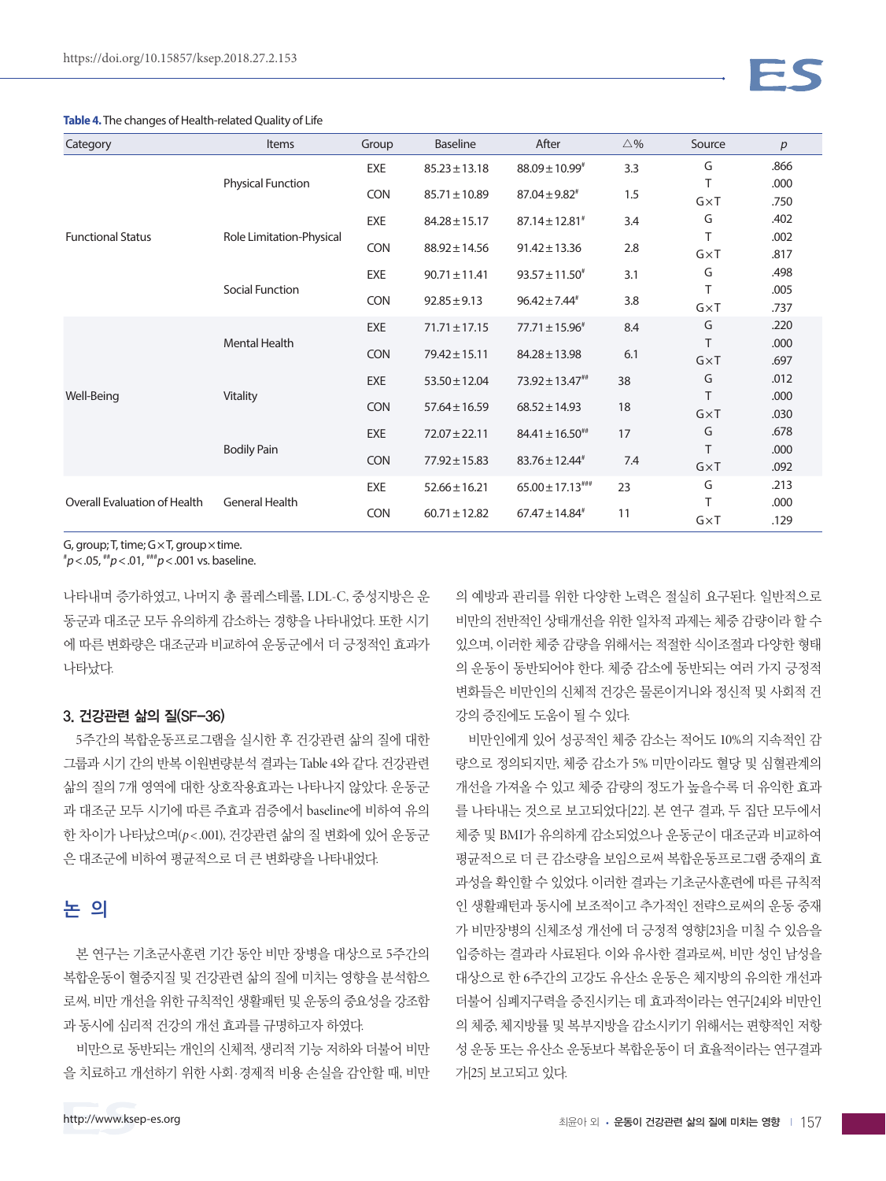**Table 4.** The changes of Health-related Quality of Life

| Category | Items | Group | Baseline | After | △% | Source | *p* |
|---|---|---|---|---|---|---|---|
| Functional Status | Physical Function | EXE | 85.23±13.18 | 88.09±10.99[#] | 3.3 | G | .866 |
| | | | | | | T | .000 |
| | | CON | 85.71±10.89 | 87.04±9.82[#] | 1.5 | G×T | .750 |
| | Role Limitation-Physical | EXE | 84.28±15.17 | 87.14±12.81[#] | 3.4 | G | .402 |
| | | | | | | T | .002 |
| | | CON | 88.92±14.56 | 91.42±13.36 | 2.8 | G×T | .817 |
| | Social Function | EXE | 90.71±11.41 | 93.57±11.50[#] | 3.1 | G | .498 |
| | | | | | | T | .005 |
| | | CON | 92.85±9.13 | 96.42±7.44[#] | 3.8 | G×T | .737 |
| Well-Being | Mental Health | EXE | 71.71±17.15 | 77.71±15.96[#] | 8.4 | G | .220 |
| | | | | | | T | .000 |
| | | CON | 79.42±15.11 | 84.28±13.98 | 6.1 | G×T | .697 |
| | Vitality | EXE | 53.50±12.04 | 73.92±13.47[##] | 38 | G | .012 |
| | | | | | | T | .000 |
| | | CON | 57.64±16.59 | 68.52±14.93 | 18 | G×T | .030 |
| | Bodily Pain | EXE | 72.07±22.11 | 84.41±16.50[##] | 17 | G | .678 |
| | | | | | | T | .000 |
| | | CON | 77.92±15.83 | 83.76±12.44[#] | 7.4 | G×T | .092 |
| Overall Evaluation of Health | General Health | EXE | 52.66±16.21 | 65.00±17.13[###] | 23 | G | .213 |
| | | | | | | T | .000 |
| | | CON | 60.71±12.82 | 67.47±14.84[#] | 11 | G×T | .129 |

G, group; T, time; G×T, group×time.
[#]$p<.05$, [##]$p<.01$, [###]$p<.001$ vs. baseline.

나타내며 증가하였고, 나머지 총 콜레스테롤, LDL-C, 중성지방은 운동군과 대조군 모두 유의하게 감소하는 경향을 나타내었다. 또한 시기에 따른 변화량은 대조군과 비교하여 운동군에서 더 긍정적인 효과가 나타났다.

### 3. 건강관련 삶의 질(SF-36)

5주간의 복합운동프로그램을 실시한 후 건강관련 삶의 질에 대한 그룹과 시기 간의 반복 이원변량분석 결과는 Table 4와 같다. 건강관련 삶의 질의 7개 영역에 대한 상호작용효과는 나타나지 않았다. 운동군과 대조군 모두 시기에 따른 주효과 검증에서 baseline에 비하여 유의한 차이가 나타났으며($p<.001$), 건강관련 삶의 질 변화에 있어 운동군은 대조군에 비하여 평균적으로 더 큰 변화량을 나타내었다.

## 논 의

본 연구는 기초군사훈련 기간 동안 비만 장병을 대상으로 5주간의 복합운동이 혈중지질 및 건강관련 삶의 질에 미치는 영향을 분석함으로써, 비만 개선을 위한 규칙적인 생활패턴 및 운동의 중요성을 강조함과 동시에 심리적 건강의 개선 효과를 규명하고자 하였다.

비만으로 동반되는 개인의 신체적, 생리적 기능 저하와 더불어 비만을 치료하고 개선하기 위한 사회·경제적 비용 손실을 감안할 때, 비만의 예방과 관리를 위한 다양한 노력은 절실히 요구된다. 일반적으로 비만의 전반적인 상태개선을 위한 일차적 과제는 체중 감량이라 할 수 있으며, 이러한 체중 감량을 위해서는 적절한 식이조절과 다양한 형태의 운동이 동반되어야 한다. 체중 감소에 동반되는 여러 가지 긍정적 변화들은 비만인의 신체적 건강은 물론이거니와 정신적 및 사회적 건강의 증진에도 도움이 될 수 있다.

비만인에게 있어 성공적인 체중 감소는 적어도 10%의 지속적인 감량으로 정의되지만, 체중 감소가 5% 미만이라도 혈당 및 심혈관계의 개선을 가져올 수 있고 체중 감량의 정도가 높을수록 더 유익한 효과를 나타내는 것으로 보고되었다[22]. 본 연구 결과, 두 집단 모두에서 체중 및 BMI가 유의하게 감소되었으나 운동군이 대조군과 비교하여 평균적으로 더 큰 감소량을 보임으로써 복합운동프로그램 중재의 효과성을 확인할 수 있었다. 이러한 결과는 기초군사훈련에 따른 규칙적인 생활패턴과 동시에 보조적이고 추가적인 전략으로써의 운동 중재가 비만장병의 신체조성 개선에 더 긍정적 영향[23]을 미칠 수 있음을 입증하는 결과라 사료된다. 이와 유사한 결과로써, 비만 성인 남성을 대상으로 한 6주간의 고강도 유산소 운동은 체지방의 유의한 개선과 더불어 심폐지구력을 증진시키는 데 효과적이라는 연구[24]와 비만인의 체중, 체지방률 및 복부지방을 감소시키기 위해서는 편향적인 저항성 운동 또는 유산소 운동보다 복합운동이 더 효율적이라는 연구결과가[25] 보고되고 있다.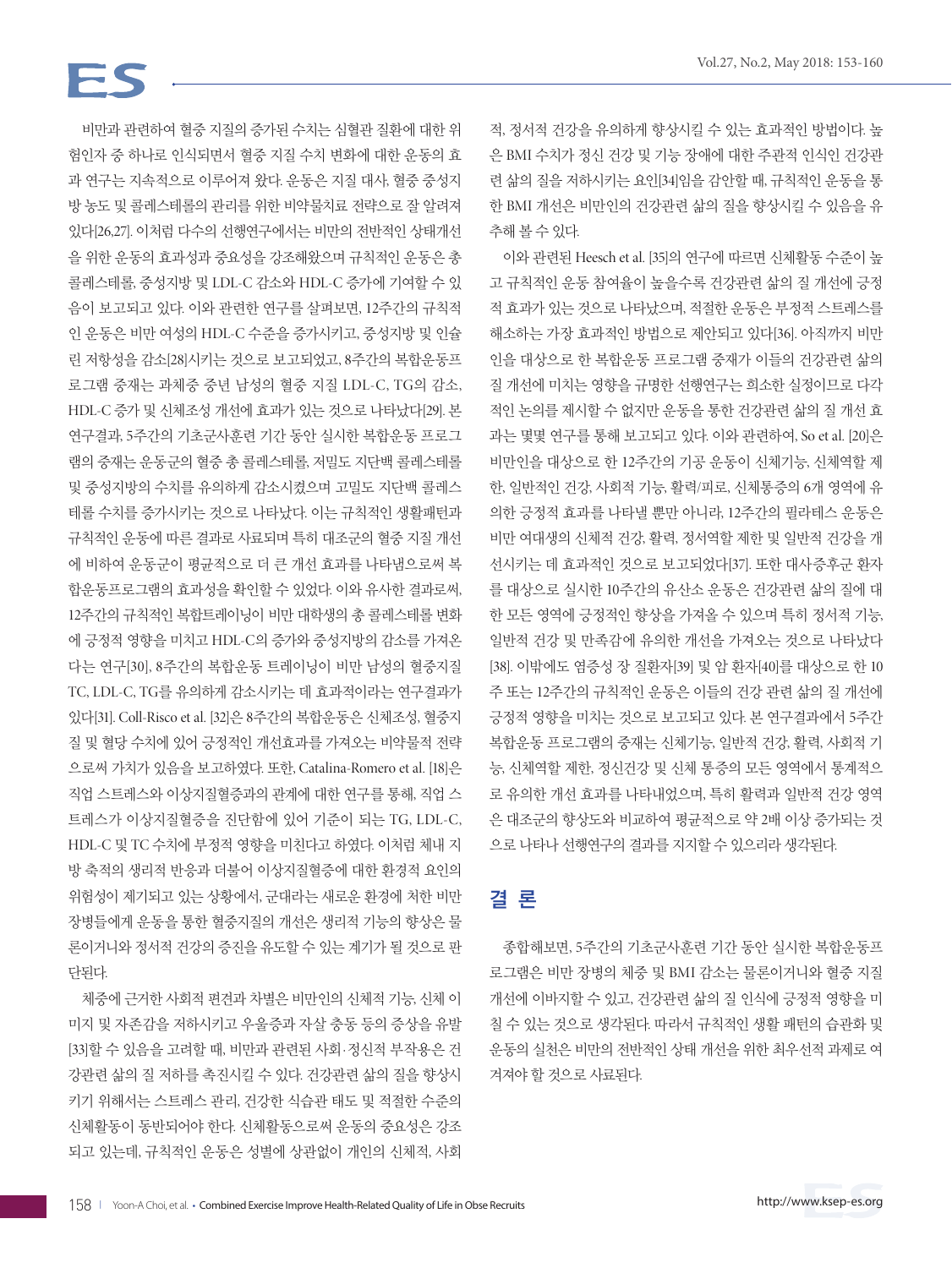비만과 관련하여 혈중 지질의 증가된 수치는 심혈관 질환에 대한 위험인자 중 하나로 인식되면서 혈중 지질 수치 변화에 대한 운동의 효과 연구는 지속적으로 이루어져 왔다. 운동은 지질 대사, 혈중 중성지방 농도 및 콜레스테롤의 관리를 위한 비약물치료 전략으로 잘 알려져 있다[26,27]. 이처럼 다수의 선행연구에서는 비만의 전반적인 상태개선을 위한 운동의 효과성과 중요성을 강조해왔으며 규칙적인 운동은 총 콜레스테롤, 중성지방 및 LDL-C 감소와 HDL-C 증가에 기여할 수 있음이 보고되고 있다. 이와 관련한 연구를 살펴보면, 12주간의 규칙적인 운동은 비만 여성의 HDL-C 수준을 증가시키고, 중성지방 및 인슐린 저항성을 감소[28]시키는 것으로 보고되었고, 8주간의 복합운동프로그램 중재는 과체중 중년 남성의 혈중 지질 LDL-C, TG의 감소, HDL-C 증가 및 신체조성 개선에 효과가 있는 것으로 나타났다[29]. 본 연구결과, 5주간의 기초군사훈련 기간 동안 실시한 복합운동 프로그램의 중재는 운동군의 혈중 총 콜레스테롤, 저밀도 지단백 콜레스테롤 및 중성지방의 수치를 유의하게 감소시켰으며 고밀도 지단백 콜레스테롤 수치를 증가시키는 것으로 나타났다. 이는 규칙적인 생활패턴과 규칙적인 운동에 따른 결과로 사료되며 특히 대조군의 혈중 지질 개선에 비하여 운동군이 평균적으로 더 큰 개선 효과를 나타냄으로써 복합운동프로그램의 효과성을 확인할 수 있었다. 이와 유사한 결과로써, 12주간의 규칙적인 복합트레이닝이 비만 대학생의 총 콜레스테롤 변화에 긍정적 영향을 미치고 HDL-C의 증가와 중성지방의 감소를 가져온다는 연구[30], 8주간의 복합운동 트레이닝이 비만 남성의 혈중지질 TC, LDL-C, TG를 유의하게 감소시키는 데 효과적이라는 연구결과가 있다[31]. Coll-Risco et al. [32]은 8주간의 복합운동은 신체조성, 혈중지질 및 혈당 수치에 있어 긍정적인 개선효과를 가져오는 비약물적 전략으로써 가치가 있음을 보고하였다. 또한, Catalina-Romero et al. [18]은 직업 스트레스와 이상지질혈증과의 관계에 대한 연구를 통해, 직업 스트레스가 이상지질혈증을 진단함에 있어 기준이 되는 TG, LDL-C, HDL-C 및 TC 수치에 부정적 영향을 미친다고 하였다. 이처럼 체내 지방 축적의 생리적 반응과 더불어 이상지질혈증에 대한 환경적 요인의 위험성이 제기되고 있는 상황에서, 군대라는 새로운 환경에 처한 비만 장병들에게 운동을 통한 혈중지질의 개선은 생리적 기능의 향상은 물론이거니와 정서적 건강의 증진을 유도할 수 있는 계기가 될 것으로 판단된다.

체중에 근거한 사회적 편견과 차별은 비만인의 신체적 기능, 신체 이미지 및 자존감을 저하시키고 우울증과 자살 충동 등의 증상을 유발[33]할 수 있음을 고려할 때, 비만과 관련한 사회·정신적 부작용은 건강관련 삶의 질 저하를 촉진시킬 수 있다. 건강관련 삶의 질을 향상시키기 위해서는 스트레스 관리, 건강한 식습관 태도 및 적절한 수준의 신체활동이 동반되어야 한다. 신체활동으로써 운동의 중요성은 강조되고 있는데, 규칙적인 운동은 성별에 상관없이 개인의 신체적, 사회적, 정서적 건강을 유의하게 향상시킬 수 있는 효과적인 방법이다. 높은 BMI 수치가 정신 건강 및 기능 장애에 대한 주관적 인식인 건강관련 삶의 질을 저하시키는 요인[34]임을 감안할 때, 규칙적인 운동을 통한 BMI 개선은 비만인의 건강관련 삶의 질을 향상시킬 수 있음을 유추해 볼 수 있다.

이와 관련된 Heesch et al. [35]의 연구에 따르면 신체활동 수준이 높고 규칙적인 운동 참여율이 높을수록 건강관련 삶의 질 개선에 긍정적 효과가 있는 것으로 나타났으며, 적절한 운동은 부정적 스트레스를 해소하는 가장 효과적인 방법으로 제안되고 있다[36]. 아직까지 비만인을 대상으로 한 복합운동 프로그램 중재가 이들의 건강관련 삶의 질 개선에 미치는 영향을 규명한 선행연구는 희소한 실정이므로 다각적인 논의를 제시할 수 없지만 운동을 통한 건강관련 삶의 질 개선 효과는 몇몇 연구를 통해 보고되고 있다. 이와 관련하여, So et al. [20]은 비만인을 대상으로 한 12주간의 기공 운동이 신체기능, 신체역할 제한, 일반적인 건강, 사회적 기능, 활력/피로, 신체통증의 6개 영역에 유의한 긍정적 효과를 나타낼 뿐만 아니라, 12주간의 필라테스 운동은 비만 여대생의 신체적 건강, 활력, 정서역할 제한 및 일반적 건강을 개선시키는 데 효과적인 것으로 보고되었다[37]. 또한 대사증후군 환자를 대상으로 실시한 10주간의 유산소 운동은 건강관련 삶의 질에 대한 모든 영역에 긍정적인 향상을 가져올 수 있으며 특히 정서적 기능, 일반적 건강 및 만족감에 유의한 개선을 가져오는 것으로 나타났다[38]. 이밖에도 염증성 장 질환자[39] 및 암 환자[40]를 대상으로 한 10주 또는 12주간의 규칙적인 운동은 이들의 건강 관련 삶의 질 개선에 긍정적 영향을 미치는 것으로 보고되고 있다. 본 연구결과에서 5주간 복합운동 프로그램의 중재는 신체기능, 일반적 건강, 활력, 사회적 기능, 신체역할 제한, 정신건강 및 신체 통증의 모든 영역에서 통계적으로 유의한 개선 효과를 나타내었으며, 특히 활력과 일반적 건강 영역은 대조군의 향상도와 비교하여 평균적으로 약 2배 이상 증가되는 것으로 나타나 선행연구의 결과를 지지할 수 있으리라 생각된다.

## 결 론

종합해보면, 5주간의 기초군사훈련 기간 동안 실시한 복합운동프로그램은 비만 장병의 체중 및 BMI 감소는 물론이거니와 혈중 지질 개선에 이바지할 수 있고, 건강관련 삶의 질 인식에 긍정적 영향을 미칠 수 있는 것으로 생각된다. 따라서 규칙적인 생활 패턴의 습관화 및 운동의 실천은 비만의 전반적인 상태 개선을 위한 최우선적 과제로 여겨져야 할 것으로 사료된다.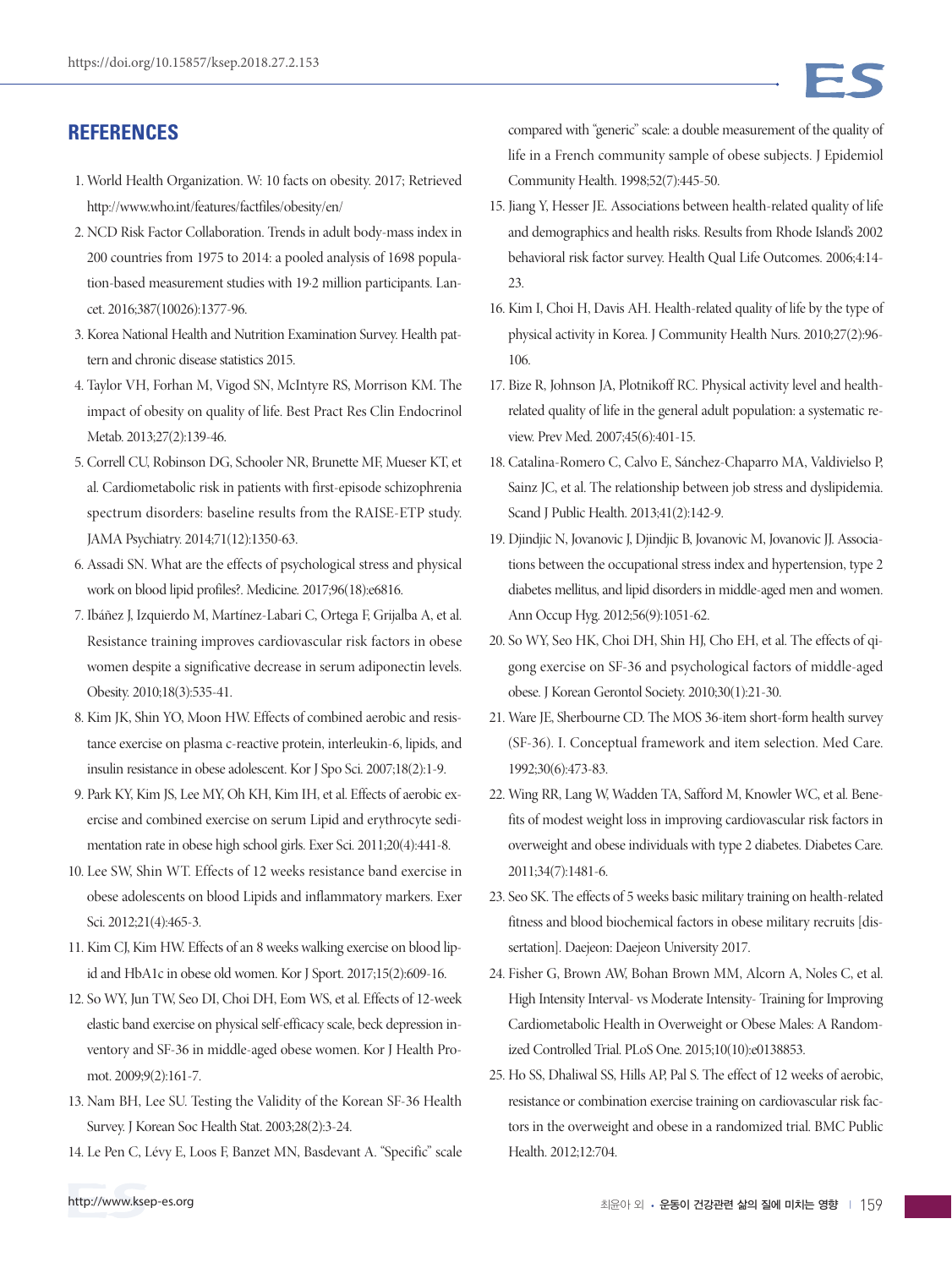## REFERENCES

1. World Health Organization. W: 10 facts on obesity. 2017; Retrieved http://www.who.int/features/factfiles/obesity/en/
2. NCD Risk Factor Collaboration. Trends in adult body-mass index in 200 countries from 1975 to 2014: a pooled analysis of 1698 population-based measurement studies with 19·2 million participants. Lancet. 2016;387(10026):1377-96.
3. Korea National Health and Nutrition Examination Survey. Health pattern and chronic disease statistics 2015.
4. Taylor VH, Forhan M, Vigod SN, McIntyre RS, Morrison KM. The impact of obesity on quality of life. Best Pract Res Clin Endocrinol Metab. 2013;27(2):139-46.
5. Correll CU, Robinson DG, Schooler NR, Brunette MF, Mueser KT, et al. Cardiometabolic risk in patients with first-episode schizophrenia spectrum disorders: baseline results from the RAISE-ETP study. JAMA Psychiatry. 2014;71(12):1350-63.
6. Assadi SN. What are the effects of psychological stress and physical work on blood lipid profiles?. Medicine. 2017;96(18):e6816.
7. Ibáñez J, Izquierdo M, Martínez-Labari C, Ortega F, Grijalba A, et al. Resistance training improves cardiovascular risk factors in obese women despite a significative decrease in serum adiponectin levels. Obesity. 2010;18(3):535-41.
8. Kim JK, Shin YO, Moon HW. Effects of combined aerobic and resistance exercise on plasma c-reactive protein, interleukin-6, lipids, and insulin resistance in obese adolescent. Kor J Spo Sci. 2007;18(2):1-9.
9. Park KY, Kim JS, Lee MY, Oh KH, Kim IH, et al. Effects of aerobic exercise and combined exercise on serum Lipid and erythrocyte sedimentation rate in obese high school girls. Exer Sci. 2011;20(4):441-8.
10. Lee SW, Shin WT. Effects of 12 weeks resistance band exercise in obese adolescents on blood Lipids and inflammatory markers. Exer Sci. 2012;21(4):465-3.
11. Kim CJ, Kim HW. Effects of an 8 weeks walking exercise on blood lipid and HbA1c in obese old women. Kor J Sport. 2017;15(2):609-16.
12. So WY, Jun TW, Seo DI, Choi DH, Eom WS, et al. Effects of 12-week elastic band exercise on physical self-efficacy scale, beck depression inventory and SF-36 in middle-aged obese women. Kor J Health Promot. 2009;9(2):161-7.
13. Nam BH, Lee SU. Testing the Validity of the Korean SF-36 Health Survey. J Korean Soc Health Stat. 2003;28(2):3-24.
14. Le Pen C, Lévy E, Loos F, Banzet MN, Basdevant A. "Specific" scale compared with "generic" scale: a double measurement of the quality of life in a French community sample of obese subjects. J Epidemiol Community Health. 1998;52(7):445-50.
15. Jiang Y, Hesser JE. Associations between health-related quality of life and demographics and health risks. Results from Rhode Island's 2002 behavioral risk factor survey. Health Qual Life Outcomes. 2006;4:14-23.
16. Kim I, Choi H, Davis AH. Health-related quality of life by the type of physical activity in Korea. J Community Health Nurs. 2010;27(2):96-106.
17. Bize R, Johnson JA, Plotnikoff RC. Physical activity level and health-related quality of life in the general adult population: a systematic review. Prev Med. 2007;45(6):401-15.
18. Catalina-Romero C, Calvo E, Sánchez-Chaparro MA, Valdivielso P, Sainz JC, et al. The relationship between job stress and dyslipidemia. Scand J Public Health. 2013;41(2):142-9.
19. Djindjic N, Jovanovic J, Djindjic B, Jovanovic M, Jovanovic JJ. Associations between the occupational stress index and hypertension, type 2 diabetes mellitus, and lipid disorders in middle-aged men and women. Ann Occup Hyg. 2012;56(9):1051-62.
20. So WY, Seo HK, Choi DH, Shin HJ, Cho EH, et al. The effects of qigong exercise on SF-36 and psychological factors of middle-aged obese. J Korean Gerontol Society. 2010;30(1):21-30.
21. Ware JE, Sherbourne CD. The MOS 36-item short-form health survey (SF-36). I. Conceptual framework and item selection. Med Care. 1992;30(6):473-83.
22. Wing RR, Lang W, Wadden TA, Safford M, Knowler WC, et al. Benefits of modest weight loss in improving cardiovascular risk factors in overweight and obese individuals with type 2 diabetes. Diabetes Care. 2011;34(7):1481-6.
23. Seo SK. The effects of 5 weeks basic military training on health-related fitness and blood biochemical factors in obese military recruits [dissertation]. Daejeon: Daejeon University 2017.
24. Fisher G, Brown AW, Bohan Brown MM, Alcorn A, Noles C, et al. High Intensity Interval- vs Moderate Intensity- Training for Improving Cardiometabolic Health in Overweight or Obese Males: A Randomized Controlled Trial. PLoS One. 2015;10(10):e0138853.
25. Ho SS, Dhaliwal SS, Hills AP, Pal S. The effect of 12 weeks of aerobic, resistance or combination exercise training on cardiovascular risk factors in the overweight and obese in a randomized trial. BMC Public Health. 2012;12:704.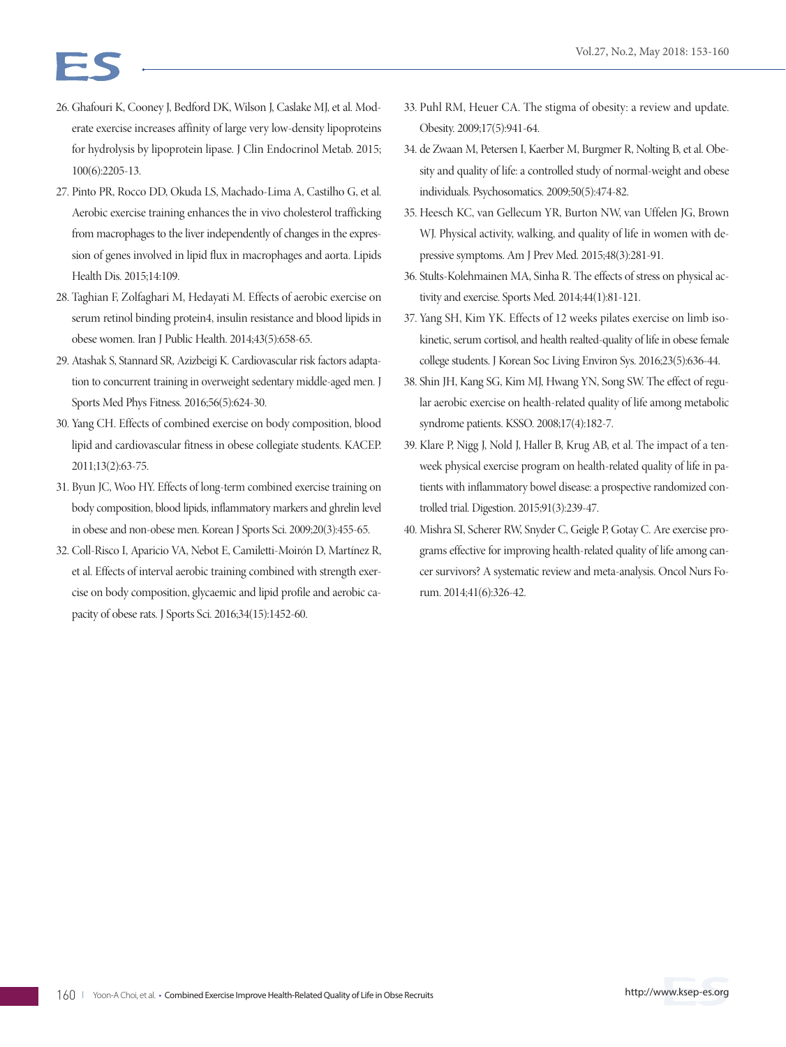26. Ghafouri K, Cooney J, Bedford DK, Wilson J, Caslake MJ, et al. Moderate exercise increases affinity of large very low-density lipoproteins for hydrolysis by lipoprotein lipase. J Clin Endocrinol Metab. 2015; 100(6):2205-13.
27. Pinto PR, Rocco DD, Okuda LS, Machado-Lima A, Castilho G, et al. Aerobic exercise training enhances the in vivo cholesterol trafficking from macrophages to the liver independently of changes in the expression of genes involved in lipid flux in macrophages and aorta. Lipids Health Dis. 2015;14:109.
28. Taghian F, Zolfaghari M, Hedayati M. Effects of aerobic exercise on serum retinol binding protein4, insulin resistance and blood lipids in obese women. Iran J Public Health. 2014;43(5):658-65.
29. Atashak S, Stannard SR, Azizbeigi K. Cardiovascular risk factors adaptation to concurrent training in overweight sedentary middle-aged men. J Sports Med Phys Fitness. 2016;56(5):624-30.
30. Yang CH. Effects of combined exercise on body composition, blood lipid and cardiovascular fitness in obese collegiate students. KACEP. 2011;13(2):63-75.
31. Byun JC, Woo HY. Effects of long-term combined exercise training on body composition, blood lipids, inflammatory markers and ghrelin level in obese and non-obese men. Korean J Sports Sci. 2009;20(3):455-65.
32. Coll-Risco I, Aparicio VA, Nebot E, Camiletti-Moirón D, Martínez R, et al. Effects of interval aerobic training combined with strength exercise on body composition, glycaemic and lipid profile and aerobic capacity of obese rats. J Sports Sci. 2016;34(15):1452-60.
33. Puhl RM, Heuer CA. The stigma of obesity: a review and update. Obesity. 2009;17(5):941-64.
34. de Zwaan M, Petersen I, Kaerber M, Burgmer R, Nolting B, et al. Obesity and quality of life: a controlled study of normal-weight and obese individuals. Psychosomatics. 2009;50(5):474-82.
35. Heesch KC, van Gellecum YR, Burton NW, van Uffelen JG, Brown WJ. Physical activity, walking, and quality of life in women with depressive symptoms. Am J Prev Med. 2015;48(3):281-91.
36. Stults-Kolehmainen MA, Sinha R. The effects of stress on physical activity and exercise. Sports Med. 2014;44(1):81-121.
37. Yang SH, Kim YK. Effects of 12 weeks pilates exercise on limb isokinetic, serum cortisol, and health realted-quality of life in obese female college students. J Korean Soc Living Environ Sys. 2016;23(5):636-44.
38. Shin JH, Kang SG, Kim MJ, Hwang YN, Song SW. The effect of regular aerobic exercise on health-related quality of life among metabolic syndrome patients. KSSO. 2008;17(4):182-7.
39. Klare P, Nigg J, Nold J, Haller B, Krug AB, et al. The impact of a ten-week physical exercise program on health-related quality of life in patients with inflammatory bowel disease: a prospective randomized controlled trial. Digestion. 2015;91(3):239-47.
40. Mishra SI, Scherer RW, Snyder C, Geigle P, Gotay C. Are exercise programs effective for improving health-related quality of life among cancer survivors? A systematic review and meta-analysis. Oncol Nurs Forum. 2014;41(6):326-42.